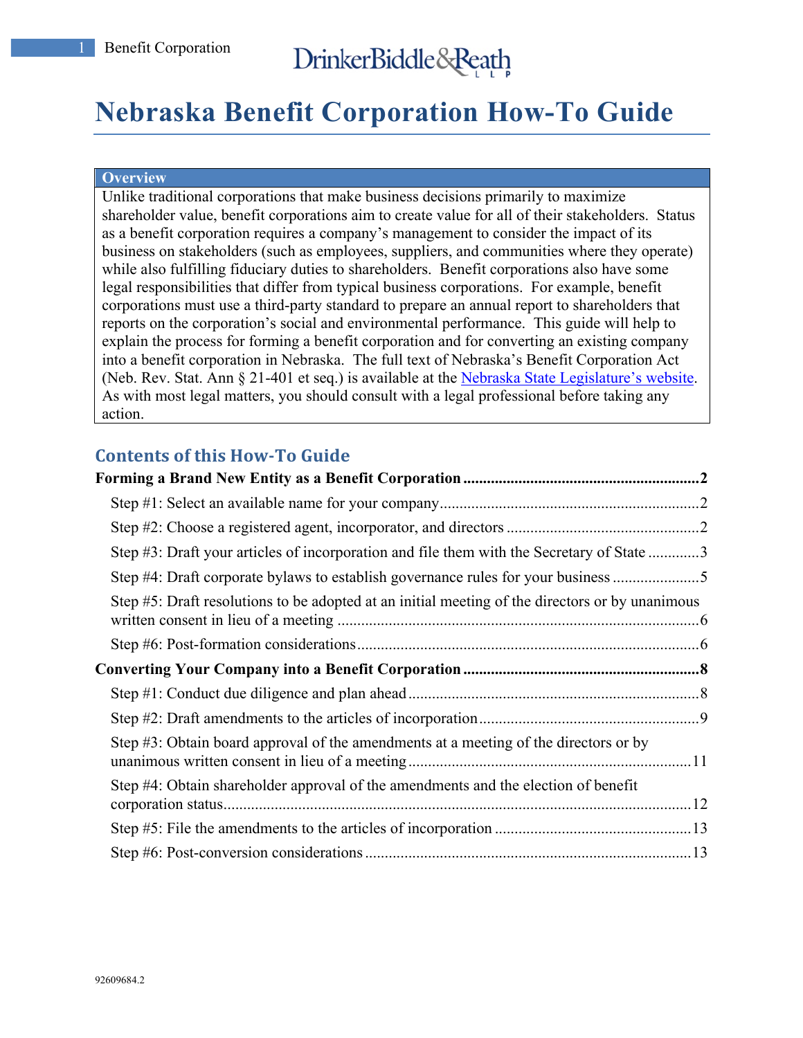# Nebraska Benefit Corporation How-To Guide

**Overview**

Unlike traditional corporations that make business decisions primarily to maximize shareholder value, benefit corporations aim to create value for all of their stakeholders. Status as a benefit corporation requires a company's management to consider the impact of its business on stakeholders (such as employees, suppliers, and communities where they operate) while also fulfilling fiduciary duties to shareholders. Benefit corporations also have some legal responsibilities that differ from typical business corporations. For example, benefit corporations must use a third-party standard to prepare an annual report to shareholders that reports on the corporation's social and environmental performance. This guide will help to explain the process for forming a benefit corporation and for converting an existing company into a benefit corporation in Nebraska. The full text of Nebraska's Benefit Corporation Act (Neb. Rev. Stat. Ann § 21-401 et seq.) is available at the Nebraska State Legislature's website. As with most legal matters, you should consult with a legal professional before taking any action.

## Contents of this How-To Guide

**Forming a Brand New Entity as a Benefit Corporation ........ 2**

- Step #1: Select an available name for your company ........ 2
- Step #2: Choose a registered agent, incorporator, and directors ........ 2
- Step #3: Draft your articles of incorporation and file them with the Secretary of State ........ 3
- Step #4: Draft corporate bylaws to establish governance rules for your business ........ 5
- Step #5: Draft resolutions to be adopted at an initial meeting of the directors or by unanimous written consent in lieu of a meeting ........ 6
- Step #6: Post-formation considerations ........ 6

**Converting Your Company into a Benefit Corporation ........ 8**

- Step #1: Conduct due diligence and plan ahead ........ 8
- Step #2: Draft amendments to the articles of incorporation ........ 9
- Step #3: Obtain board approval of the amendments at a meeting of the directors or by unanimous written consent in lieu of a meeting ........ 11
- Step #4: Obtain shareholder approval of the amendments and the election of benefit corporation status ........ 12
- Step #5: File the amendments to the articles of incorporation ........ 13
- Step #6: Post-conversion considerations ........ 13

92609684.2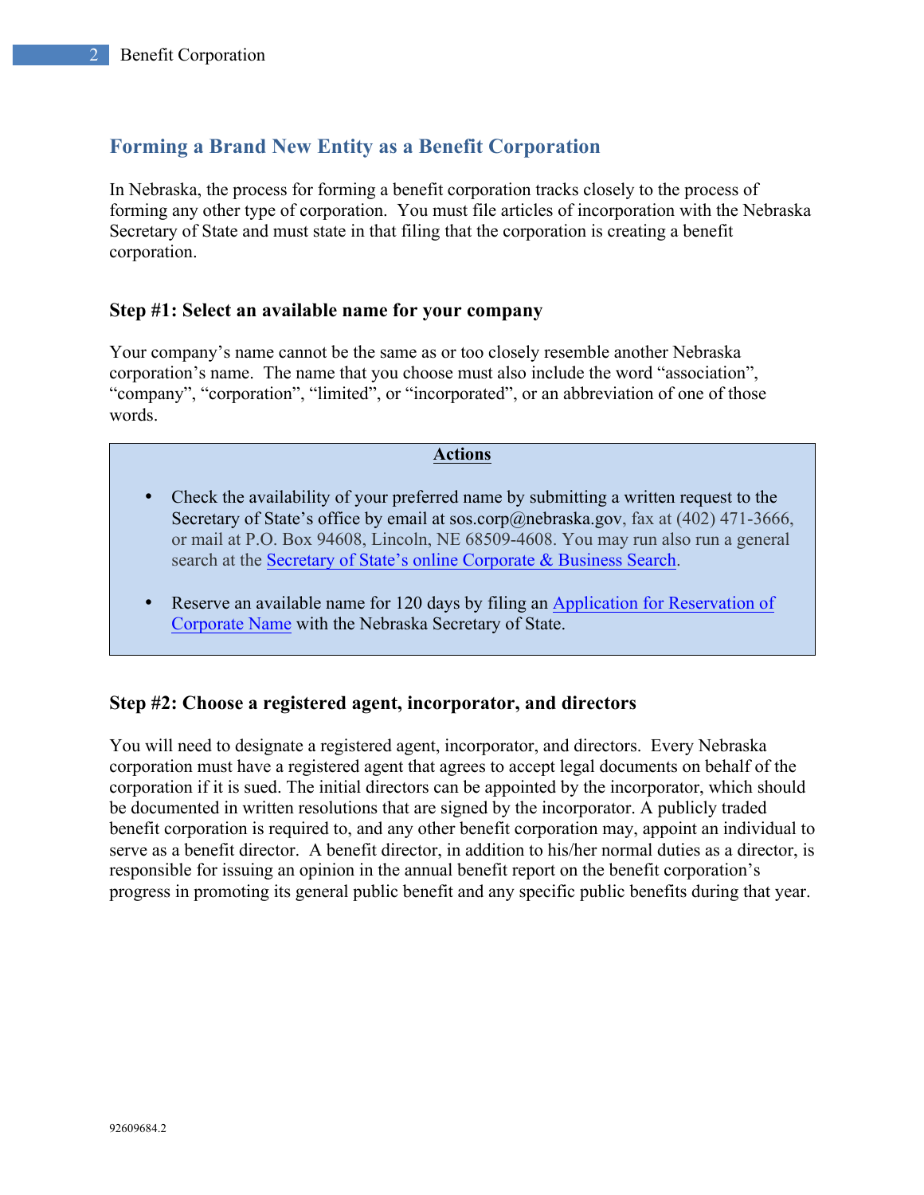## Forming a Brand New Entity as a Benefit Corporation

In Nebraska, the process for forming a benefit corporation tracks closely to the process of forming any other type of corporation. You must file articles of incorporation with the Nebraska Secretary of State and must state in that filing that the corporation is creating a benefit corporation.

### Step #1: Select an available name for your company

Your company's name cannot be the same as or too closely resemble another Nebraska corporation's name. The name that you choose must also include the word "association", "company", "corporation", "limited", or "incorporated", or an abbreviation of one of those words.

**Actions**

- Check the availability of your preferred name by submitting a written request to the Secretary of State's office by email at sos.corp@nebraska.gov, fax at (402) 471-3666, or mail at P.O. Box 94608, Lincoln, NE 68509-4608. You may run also run a general search at the Secretary of State's online Corporate & Business Search.
- Reserve an available name for 120 days by filing an Application for Reservation of Corporate Name with the Nebraska Secretary of State.

### Step #2: Choose a registered agent, incorporator, and directors

You will need to designate a registered agent, incorporator, and directors. Every Nebraska corporation must have a registered agent that agrees to accept legal documents on behalf of the corporation if it is sued. The initial directors can be appointed by the incorporator, which should be documented in written resolutions that are signed by the incorporator. A publicly traded benefit corporation is required to, and any other benefit corporation may, appoint an individual to serve as a benefit director. A benefit director, in addition to his/her normal duties as a director, is responsible for issuing an opinion in the annual benefit report on the benefit corporation's progress in promoting its general public benefit and any specific public benefits during that year.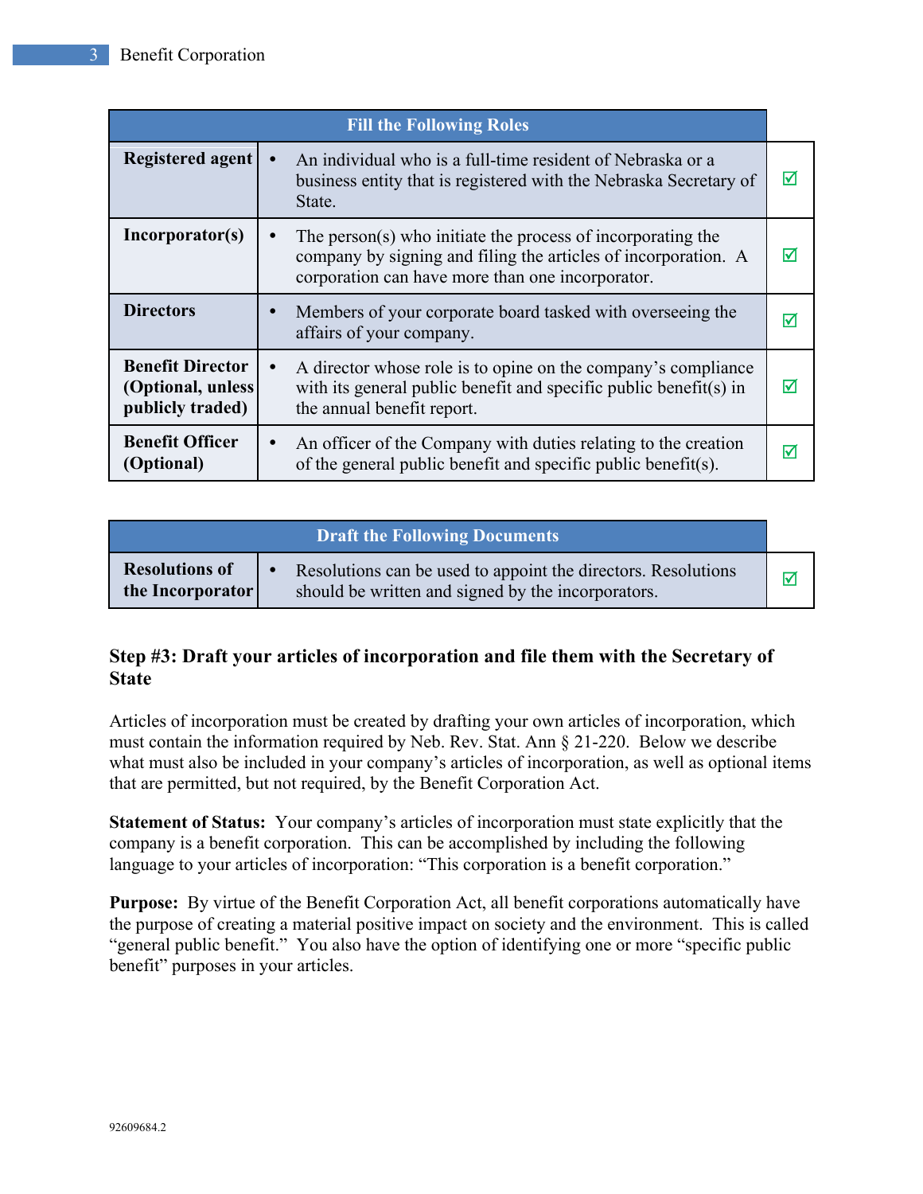| Fill the Following Roles | | |
|---|---|---|
| **Registered agent** | • An individual who is a full-time resident of Nebraska or a business entity that is registered with the Nebraska Secretary of State. | ☑ |
| **Incorporator(s)** | • The person(s) who initiate the process of incorporating the company by signing and filing the articles of incorporation. A corporation can have more than one incorporator. | ☑ |
| **Directors** | • Members of your corporate board tasked with overseeing the affairs of your company. | ☑ |
| **Benefit Director (Optional, unless publicly traded)** | • A director whose role is to opine on the company's compliance with its general public benefit and specific public benefit(s) in the annual benefit report. | ☑ |
| **Benefit Officer (Optional)** | • An officer of the Company with duties relating to the creation of the general public benefit and specific public benefit(s). | ☑ |

| Draft the Following Documents | | |
|---|---|---|
| **Resolutions of the Incorporator** | • Resolutions can be used to appoint the directors. Resolutions should be written and signed by the incorporators. | ☑ |

### Step #3: Draft your articles of incorporation and file them with the Secretary of State

Articles of incorporation must be created by drafting your own articles of incorporation, which must contain the information required by Neb. Rev. Stat. Ann § 21-220. Below we describe what must also be included in your company's articles of incorporation, as well as optional items that are permitted, but not required, by the Benefit Corporation Act.

**Statement of Status:** Your company's articles of incorporation must state explicitly that the company is a benefit corporation. This can be accomplished by including the following language to your articles of incorporation: "This corporation is a benefit corporation."

**Purpose:** By virtue of the Benefit Corporation Act, all benefit corporations automatically have the purpose of creating a material positive impact on society and the environment. This is called "general public benefit." You also have the option of identifying one or more "specific public benefit" purposes in your articles.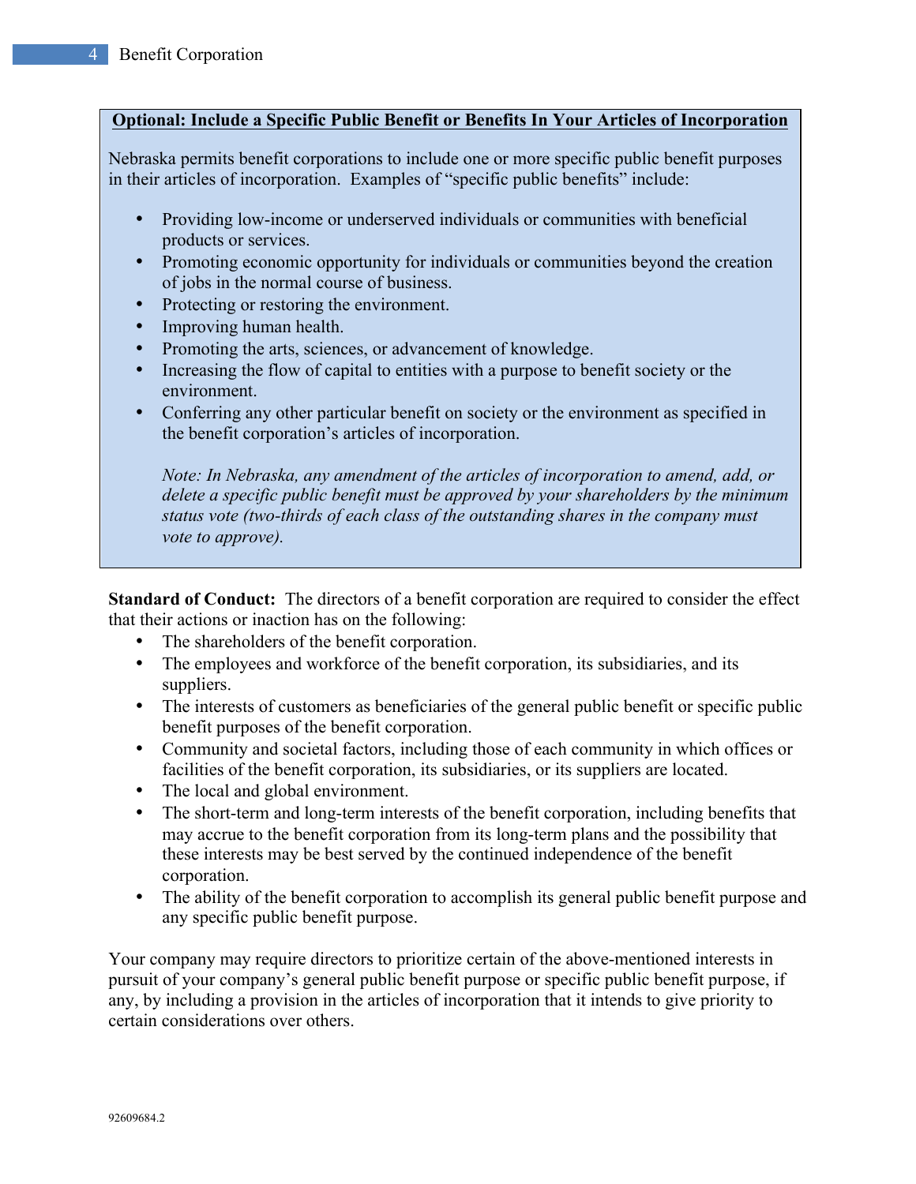**Optional: Include a Specific Public Benefit or Benefits In Your Articles of Incorporation**

Nebraska permits benefit corporations to include one or more specific public benefit purposes in their articles of incorporation. Examples of "specific public benefits" include:

- Providing low-income or underserved individuals or communities with beneficial products or services.
- Promoting economic opportunity for individuals or communities beyond the creation of jobs in the normal course of business.
- Protecting or restoring the environment.
- Improving human health.
- Promoting the arts, sciences, or advancement of knowledge.
- Increasing the flow of capital to entities with a purpose to benefit society or the environment.
- Conferring any other particular benefit on society or the environment as specified in the benefit corporation's articles of incorporation.

  *Note: In Nebraska, any amendment of the articles of incorporation to amend, add, or delete a specific public benefit must be approved by your shareholders by the minimum status vote (two-thirds of each class of the outstanding shares in the company must vote to approve).*

**Standard of Conduct:** The directors of a benefit corporation are required to consider the effect that their actions or inaction has on the following:

- The shareholders of the benefit corporation.
- The employees and workforce of the benefit corporation, its subsidiaries, and its suppliers.
- The interests of customers as beneficiaries of the general public benefit or specific public benefit purposes of the benefit corporation.
- Community and societal factors, including those of each community in which offices or facilities of the benefit corporation, its subsidiaries, or its suppliers are located.
- The local and global environment.
- The short-term and long-term interests of the benefit corporation, including benefits that may accrue to the benefit corporation from its long-term plans and the possibility that these interests may be best served by the continued independence of the benefit corporation.
- The ability of the benefit corporation to accomplish its general public benefit purpose and any specific public benefit purpose.

Your company may require directors to prioritize certain of the above-mentioned interests in pursuit of your company's general public benefit purpose or specific public benefit purpose, if any, by including a provision in the articles of incorporation that it intends to give priority to certain considerations over others.

92609684.2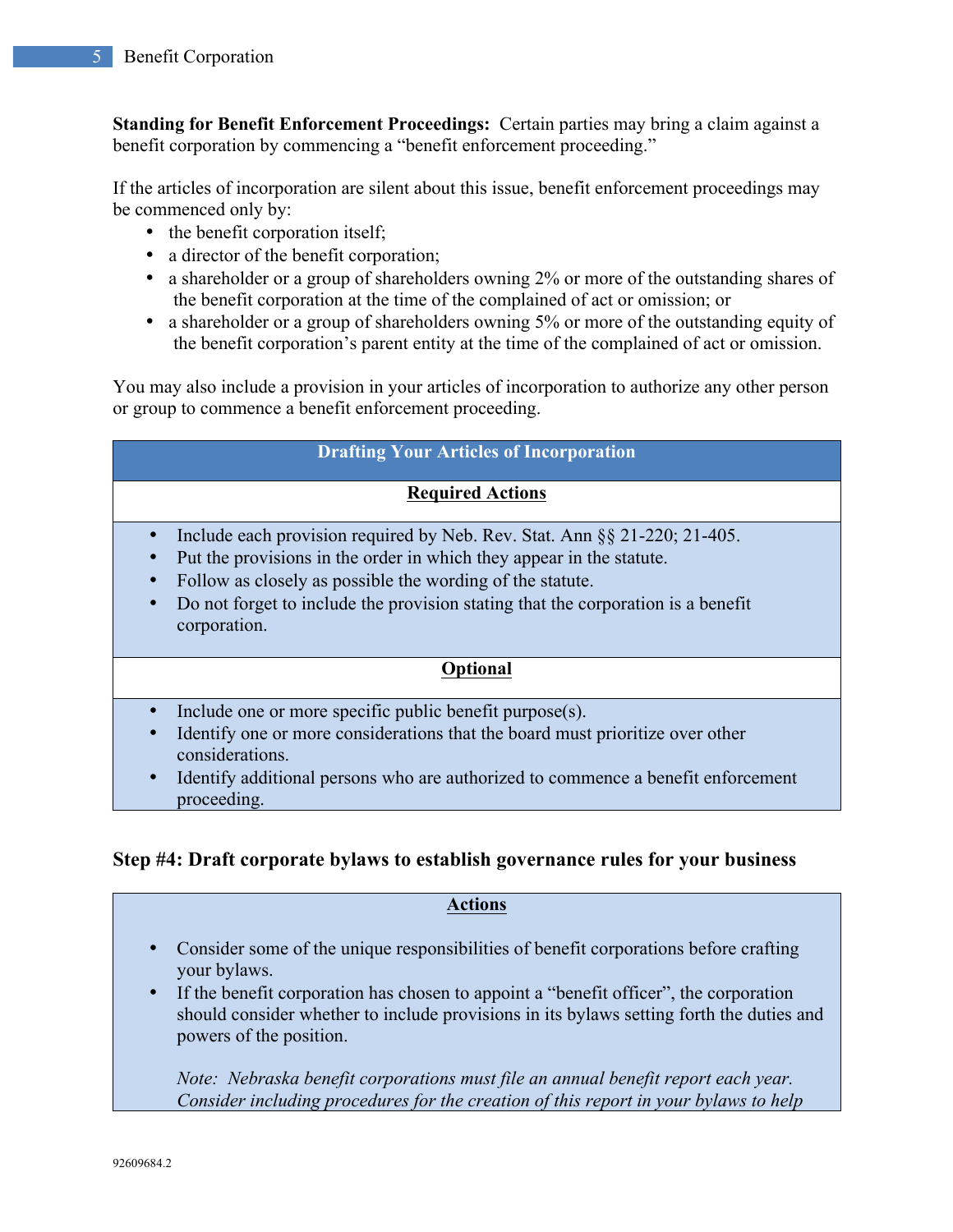**Standing for Benefit Enforcement Proceedings:** Certain parties may bring a claim against a benefit corporation by commencing a "benefit enforcement proceeding."

If the articles of incorporation are silent about this issue, benefit enforcement proceedings may be commenced only by:

- the benefit corporation itself;
- a director of the benefit corporation;
- a shareholder or a group of shareholders owning 2% or more of the outstanding shares of the benefit corporation at the time of the complained of act or omission; or
- a shareholder or a group of shareholders owning 5% or more of the outstanding equity of the benefit corporation's parent entity at the time of the complained of act or omission.

You may also include a provision in your articles of incorporation to authorize any other person or group to commence a benefit enforcement proceeding.

| Drafting Your Articles of Incorporation |
|---|
| **<u>Required Actions</u>** |
| • Include each provision required by Neb. Rev. Stat. Ann §§ 21-220; 21-405.<br>• Put the provisions in the order in which they appear in the statute.<br>• Follow as closely as possible the wording of the statute.<br>• Do not forget to include the provision stating that the corporation is a benefit corporation. |
| **<u>Optional</u>** |
| • Include one or more specific public benefit purpose(s).<br>• Identify one or more considerations that the board must prioritize over other considerations.<br>• Identify additional persons who are authorized to commence a benefit enforcement proceeding. |

### Step #4: Draft corporate bylaws to establish governance rules for your business

| **<u>Actions</u>** |
|---|
| • Consider some of the unique responsibilities of benefit corporations before crafting your bylaws.<br>• If the benefit corporation has chosen to appoint a "benefit officer", the corporation should consider whether to include provisions in its bylaws setting forth the duties and powers of the position.<br><br>*Note: Nebraska benefit corporations must file an annual benefit report each year. Consider including procedures for the creation of this report in your bylaws to help* |

92609684.2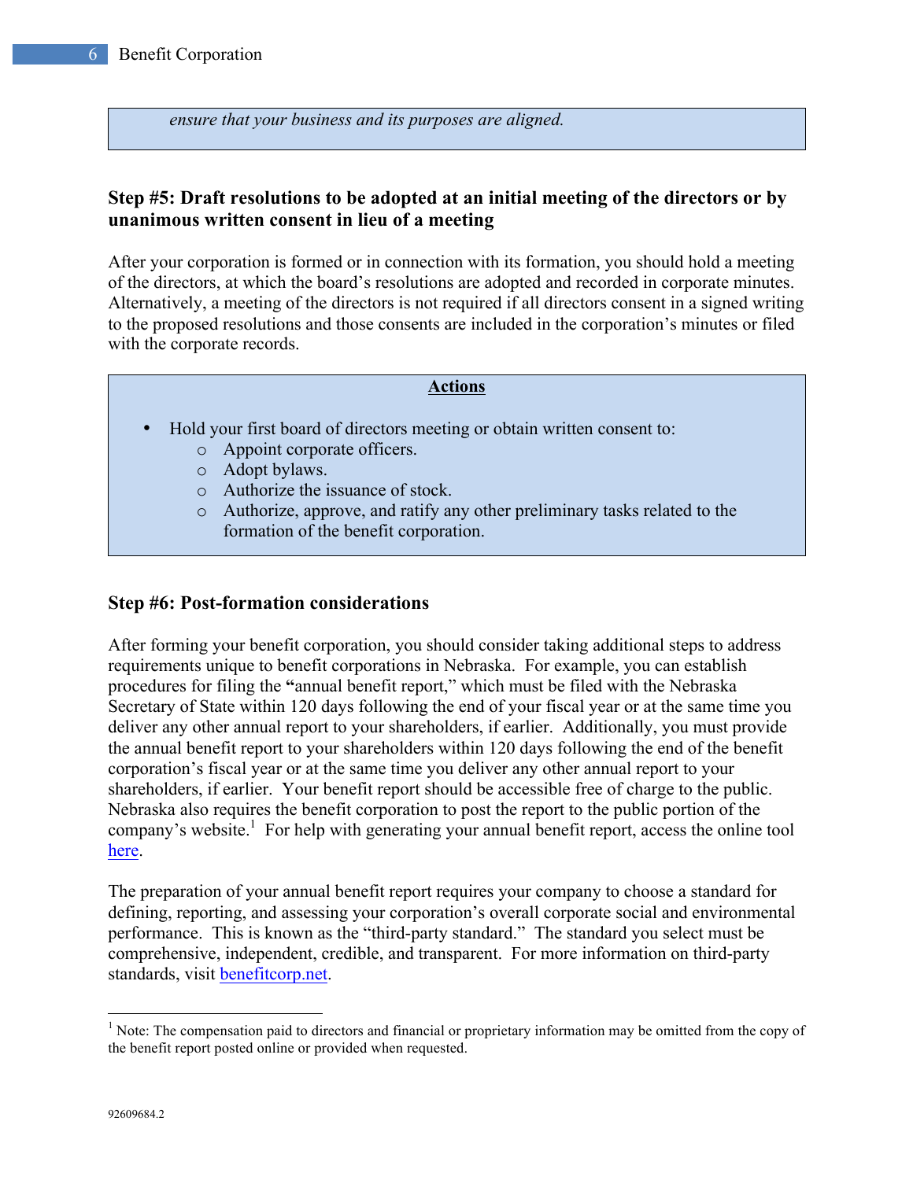*ensure that your business and its purposes are aligned.*

**Step #5: Draft resolutions to be adopted at an initial meeting of the directors or by unanimous written consent in lieu of a meeting**

After your corporation is formed or in connection with its formation, you should hold a meeting of the directors, at which the board's resolutions are adopted and recorded in corporate minutes. Alternatively, a meeting of the directors is not required if all directors consent in a signed writing to the proposed resolutions and those consents are included in the corporation's minutes or filed with the corporate records.

**Actions**

- Hold your first board of directors meeting or obtain written consent to:
  - Appoint corporate officers.
  - Adopt bylaws.
  - Authorize the issuance of stock.
  - Authorize, approve, and ratify any other preliminary tasks related to the formation of the benefit corporation.

**Step #6: Post-formation considerations**

After forming your benefit corporation, you should consider taking additional steps to address requirements unique to benefit corporations in Nebraska. For example, you can establish procedures for filing the "annual benefit report," which must be filed with the Nebraska Secretary of State within 120 days following the end of your fiscal year or at the same time you deliver any other annual report to your shareholders, if earlier. Additionally, you must provide the annual benefit report to your shareholders within 120 days following the end of the benefit corporation's fiscal year or at the same time you deliver any other annual report to your shareholders, if earlier. Your benefit report should be accessible free of charge to the public. Nebraska also requires the benefit corporation to post the report to the public portion of the company's website.[1] For help with generating your annual benefit report, access the online tool here.

The preparation of your annual benefit report requires your company to choose a standard for defining, reporting, and assessing your corporation's overall corporate social and environmental performance. This is known as the "third-party standard." The standard you select must be comprehensive, independent, credible, and transparent. For more information on third-party standards, visit benefitcorp.net.

[1] Note: The compensation paid to directors and financial or proprietary information may be omitted from the copy of the benefit report posted online or provided when requested.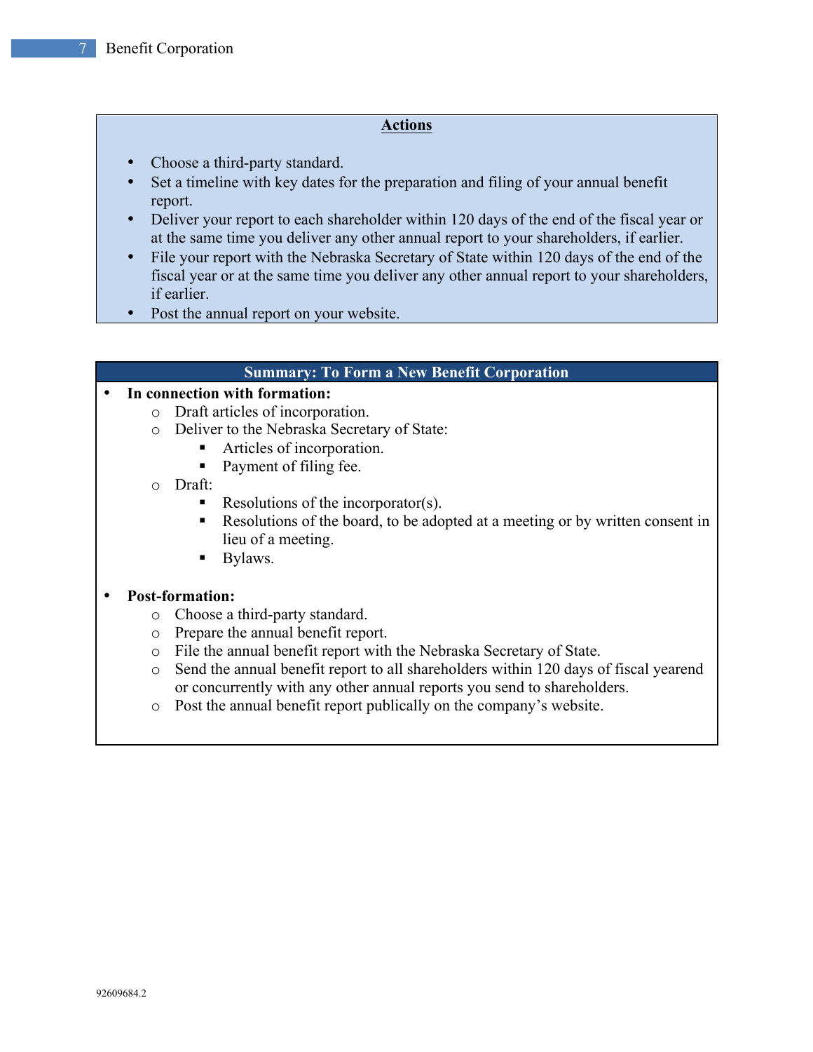**Actions**

- Choose a third-party standard.
- Set a timeline with key dates for the preparation and filing of your annual benefit report.
- Deliver your report to each shareholder within 120 days of the end of the fiscal year or at the same time you deliver any other annual report to your shareholders, if earlier.
- File your report with the Nebraska Secretary of State within 120 days of the end of the fiscal year or at the same time you deliver any other annual report to your shareholders, if earlier.
- Post the annual report on your website.

**Summary: To Form a New Benefit Corporation**

- **In connection with formation:**
  - Draft articles of incorporation.
  - Deliver to the Nebraska Secretary of State:
    - Articles of incorporation.
    - Payment of filing fee.
  - Draft:
    - Resolutions of the incorporator(s).
    - Resolutions of the board, to be adopted at a meeting or by written consent in lieu of a meeting.
    - Bylaws.

- **Post-formation:**
  - Choose a third-party standard.
  - Prepare the annual benefit report.
  - File the annual benefit report with the Nebraska Secretary of State.
  - Send the annual benefit report to all shareholders within 120 days of fiscal yearend or concurrently with any other annual reports you send to shareholders.
  - Post the annual benefit report publically on the company's website.

92609684.2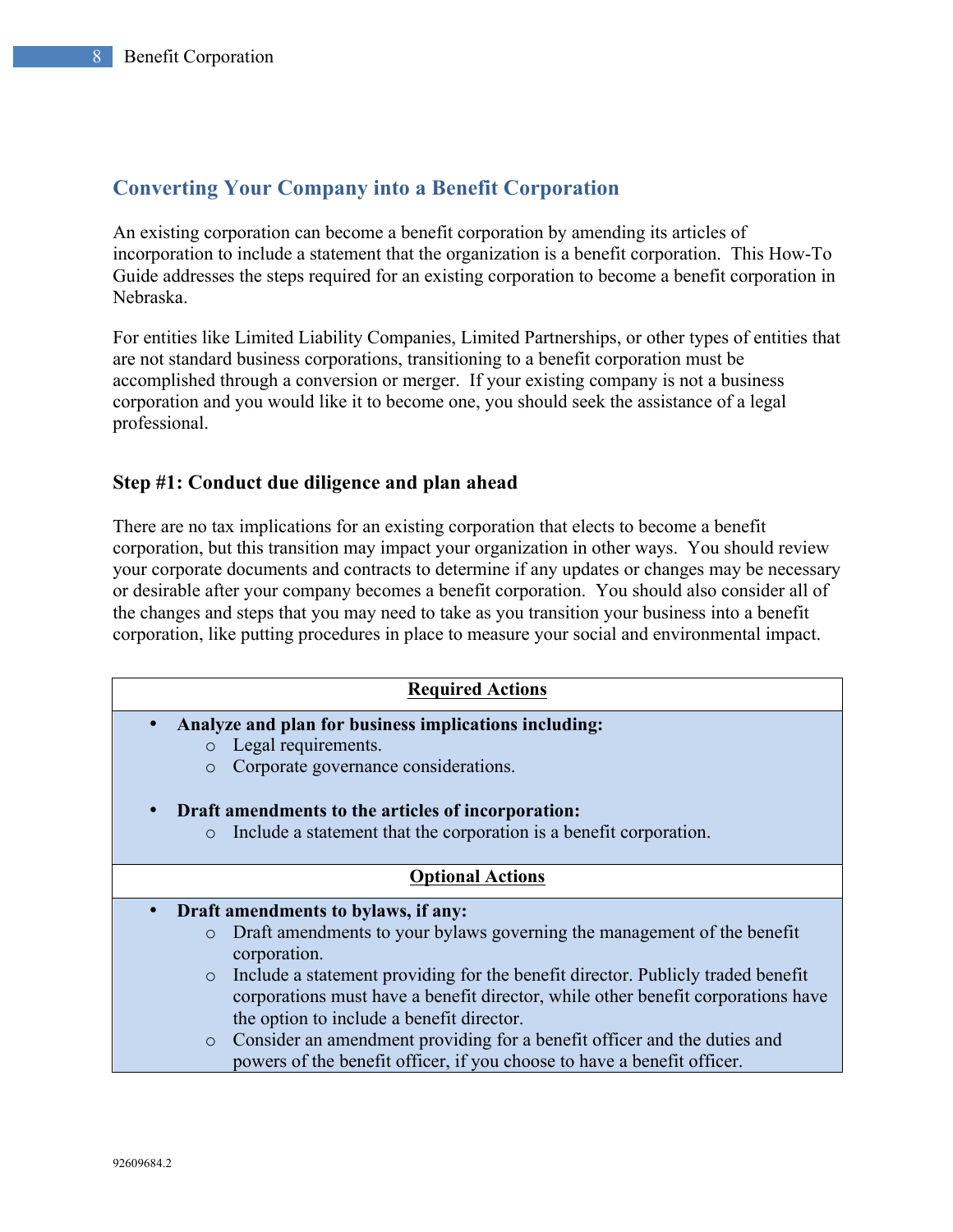## Converting Your Company into a Benefit Corporation

An existing corporation can become a benefit corporation by amending its articles of incorporation to include a statement that the organization is a benefit corporation. This How-To Guide addresses the steps required for an existing corporation to become a benefit corporation in Nebraska.

For entities like Limited Liability Companies, Limited Partnerships, or other types of entities that are not standard business corporations, transitioning to a benefit corporation must be accomplished through a conversion or merger. If your existing company is not a business corporation and you would like it to become one, you should seek the assistance of a legal professional.

### Step #1: Conduct due diligence and plan ahead

There are no tax implications for an existing corporation that elects to become a benefit corporation, but this transition may impact your organization in other ways. You should review your corporate documents and contracts to determine if any updates or changes may be necessary or desirable after your company becomes a benefit corporation. You should also consider all of the changes and steps that you may need to take as you transition your business into a benefit corporation, like putting procedures in place to measure your social and environmental impact.

| Required Actions |
| --- |
| • **Analyze and plan for business implications including:**<br>  ○ Legal requirements.<br>  ○ Corporate governance considerations.<br><br>• **Draft amendments to the articles of incorporation:**<br>  ○ Include a statement that the corporation is a benefit corporation. |
| **Optional Actions** |
| • **Draft amendments to bylaws, if any:**<br>  ○ Draft amendments to your bylaws governing the management of the benefit corporation.<br>  ○ Include a statement providing for the benefit director. Publicly traded benefit corporations must have a benefit director, while other benefit corporations have the option to include a benefit director.<br>  ○ Consider an amendment providing for a benefit officer and the duties and powers of the benefit officer, if you choose to have a benefit officer. |

92609684.2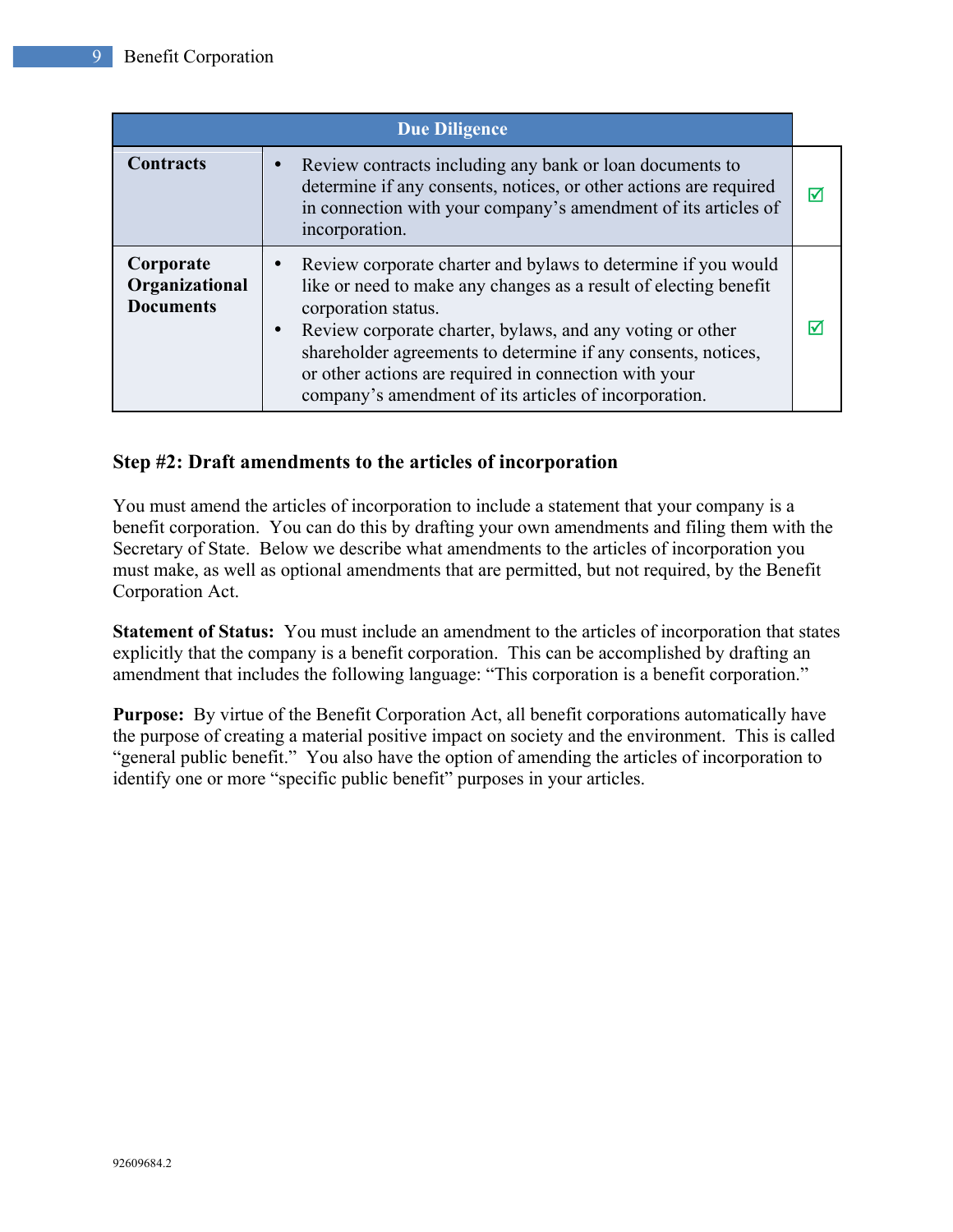| Due Diligence | | |
|---|---|---|
| **Contracts** | • Review contracts including any bank or loan documents to determine if any consents, notices, or other actions are required in connection with your company's amendment of its articles of incorporation. | ☑ |
| **Corporate Organizational Documents** | • Review corporate charter and bylaws to determine if you would like or need to make any changes as a result of electing benefit corporation status.<br>• Review corporate charter, bylaws, and any voting or other shareholder agreements to determine if any consents, notices, or other actions are required in connection with your company's amendment of its articles of incorporation. | ☑ |

### Step #2: Draft amendments to the articles of incorporation

You must amend the articles of incorporation to include a statement that your company is a benefit corporation. You can do this by drafting your own amendments and filing them with the Secretary of State. Below we describe what amendments to the articles of incorporation you must make, as well as optional amendments that are permitted, but not required, by the Benefit Corporation Act.

**Statement of Status:** You must include an amendment to the articles of incorporation that states explicitly that the company is a benefit corporation. This can be accomplished by drafting an amendment that includes the following language: "This corporation is a benefit corporation."

**Purpose:** By virtue of the Benefit Corporation Act, all benefit corporations automatically have the purpose of creating a material positive impact on society and the environment. This is called "general public benefit." You also have the option of amending the articles of incorporation to identify one or more "specific public benefit" purposes in your articles.

92609684.2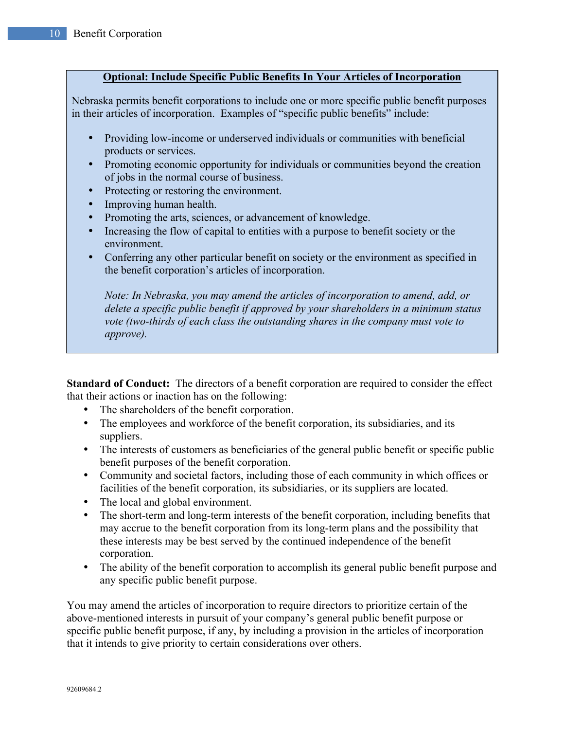**Optional: Include Specific Public Benefits In Your Articles of Incorporation**

Nebraska permits benefit corporations to include one or more specific public benefit purposes in their articles of incorporation. Examples of "specific public benefits" include:

- Providing low-income or underserved individuals or communities with beneficial products or services.
- Promoting economic opportunity for individuals or communities beyond the creation of jobs in the normal course of business.
- Protecting or restoring the environment.
- Improving human health.
- Promoting the arts, sciences, or advancement of knowledge.
- Increasing the flow of capital to entities with a purpose to benefit society or the environment.
- Conferring any other particular benefit on society or the environment as specified in the benefit corporation's articles of incorporation.

*Note: In Nebraska, you may amend the articles of incorporation to amend, add, or delete a specific public benefit if approved by your shareholders in a minimum status vote (two-thirds of each class the outstanding shares in the company must vote to approve).*

**Standard of Conduct:** The directors of a benefit corporation are required to consider the effect that their actions or inaction has on the following:

- The shareholders of the benefit corporation.
- The employees and workforce of the benefit corporation, its subsidiaries, and its suppliers.
- The interests of customers as beneficiaries of the general public benefit or specific public benefit purposes of the benefit corporation.
- Community and societal factors, including those of each community in which offices or facilities of the benefit corporation, its subsidiaries, or its suppliers are located.
- The local and global environment.
- The short-term and long-term interests of the benefit corporation, including benefits that may accrue to the benefit corporation from its long-term plans and the possibility that these interests may be best served by the continued independence of the benefit corporation.
- The ability of the benefit corporation to accomplish its general public benefit purpose and any specific public benefit purpose.

You may amend the articles of incorporation to require directors to prioritize certain of the above-mentioned interests in pursuit of your company's general public benefit purpose or specific public benefit purpose, if any, by including a provision in the articles of incorporation that it intends to give priority to certain considerations over others.

92609684.2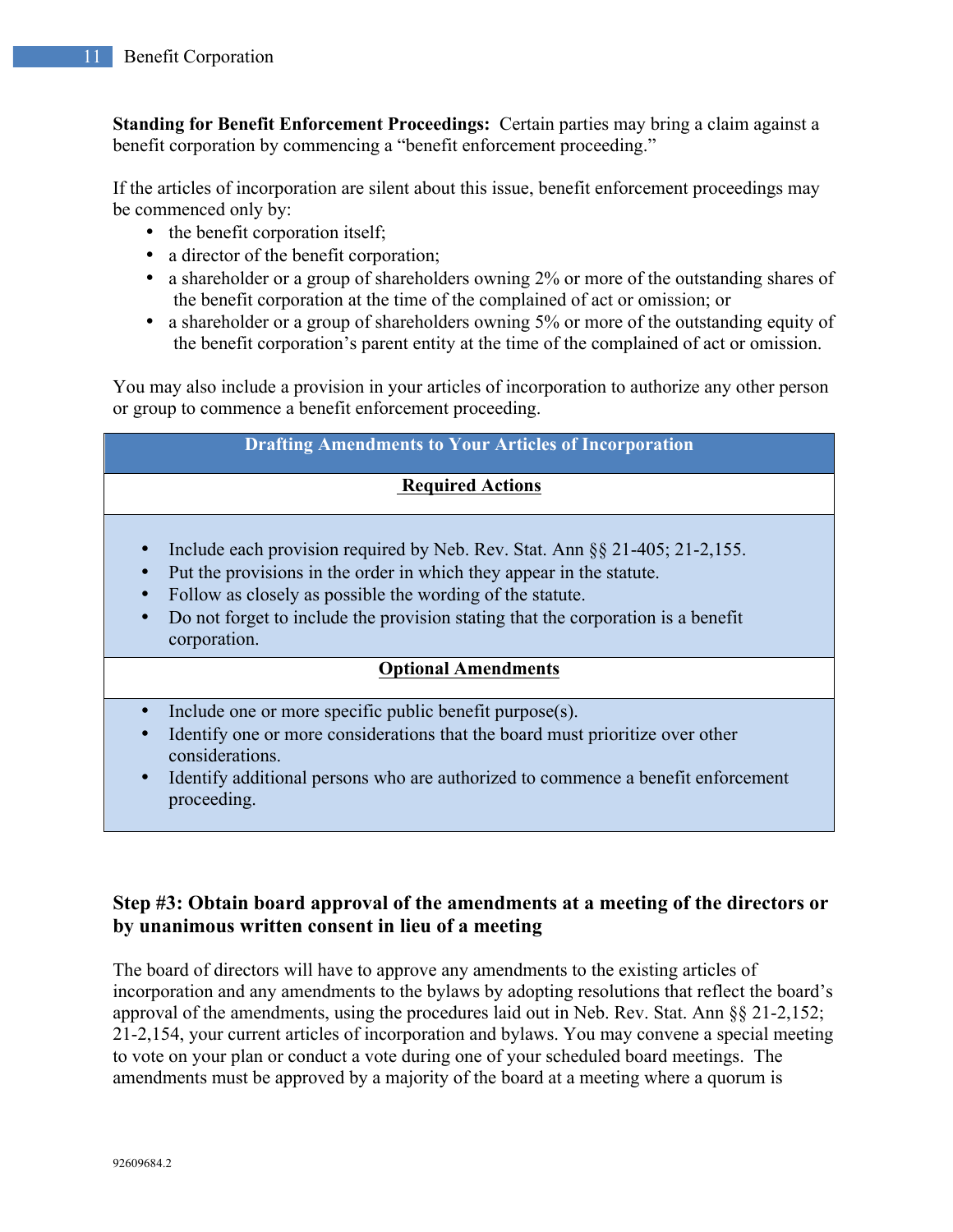**Standing for Benefit Enforcement Proceedings:** Certain parties may bring a claim against a benefit corporation by commencing a "benefit enforcement proceeding."

If the articles of incorporation are silent about this issue, benefit enforcement proceedings may be commenced only by:

- the benefit corporation itself;
- a director of the benefit corporation;
- a shareholder or a group of shareholders owning 2% or more of the outstanding shares of the benefit corporation at the time of the complained of act or omission; or
- a shareholder or a group of shareholders owning 5% or more of the outstanding equity of the benefit corporation's parent entity at the time of the complained of act or omission.

You may also include a provision in your articles of incorporation to authorize any other person or group to commence a benefit enforcement proceeding.

| Drafting Amendments to Your Articles of Incorporation |
|---|
| **Required Actions** |
| • Include each provision required by Neb. Rev. Stat. Ann §§ 21-405; 21-2,155.<br>• Put the provisions in the order in which they appear in the statute.<br>• Follow as closely as possible the wording of the statute.<br>• Do not forget to include the provision stating that the corporation is a benefit corporation. |
| **Optional Amendments** |
| • Include one or more specific public benefit purpose(s).<br>• Identify one or more considerations that the board must prioritize over other considerations.<br>• Identify additional persons who are authorized to commence a benefit enforcement proceeding. |

### Step #3: Obtain board approval of the amendments at a meeting of the directors or by unanimous written consent in lieu of a meeting

The board of directors will have to approve any amendments to the existing articles of incorporation and any amendments to the bylaws by adopting resolutions that reflect the board's approval of the amendments, using the procedures laid out in Neb. Rev. Stat. Ann §§ 21-2,152; 21-2,154, your current articles of incorporation and bylaws. You may convene a special meeting to vote on your plan or conduct a vote during one of your scheduled board meetings. The amendments must be approved by a majority of the board at a meeting where a quorum is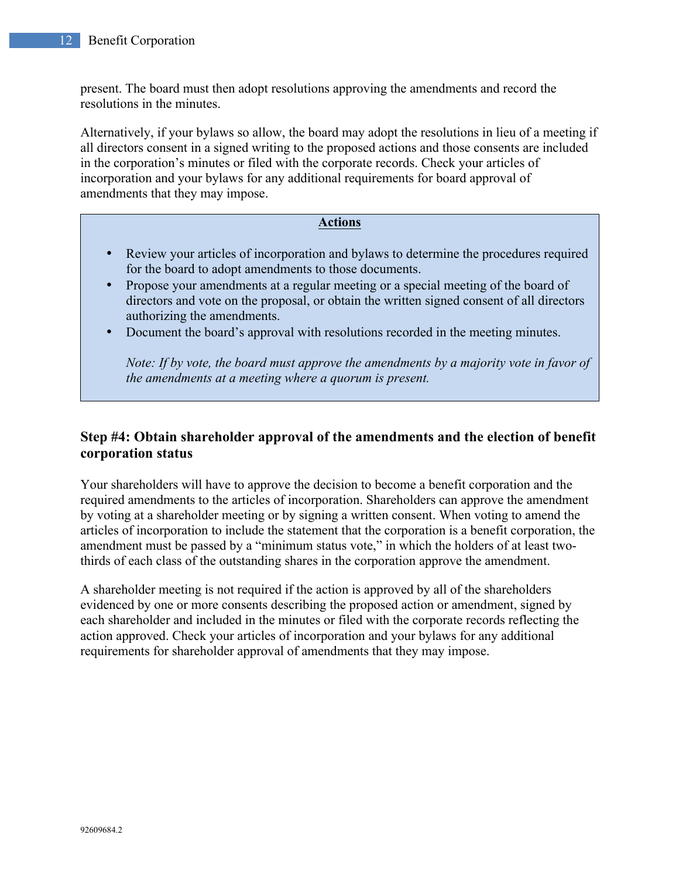present. The board must then adopt resolutions approving the amendments and record the resolutions in the minutes.

Alternatively, if your bylaws so allow, the board may adopt the resolutions in lieu of a meeting if all directors consent in a signed writing to the proposed actions and those consents are included in the corporation's minutes or filed with the corporate records. Check your articles of incorporation and your bylaws for any additional requirements for board approval of amendments that they may impose.

> **Actions**
>
> - Review your articles of incorporation and bylaws to determine the procedures required for the board to adopt amendments to those documents.
> - Propose your amendments at a regular meeting or a special meeting of the board of directors and vote on the proposal, or obtain the written signed consent of all directors authorizing the amendments.
> - Document the board's approval with resolutions recorded in the meeting minutes.
>
> *Note: If by vote, the board must approve the amendments by a majority vote in favor of the amendments at a meeting where a quorum is present.*

### Step #4: Obtain shareholder approval of the amendments and the election of benefit corporation status

Your shareholders will have to approve the decision to become a benefit corporation and the required amendments to the articles of incorporation. Shareholders can approve the amendment by voting at a shareholder meeting or by signing a written consent. When voting to amend the articles of incorporation to include the statement that the corporation is a benefit corporation, the amendment must be passed by a "minimum status vote," in which the holders of at least two-thirds of each class of the outstanding shares in the corporation approve the amendment.

A shareholder meeting is not required if the action is approved by all of the shareholders evidenced by one or more consents describing the proposed action or amendment, signed by each shareholder and included in the minutes or filed with the corporate records reflecting the action approved. Check your articles of incorporation and your bylaws for any additional requirements for shareholder approval of amendments that they may impose.

92609684.2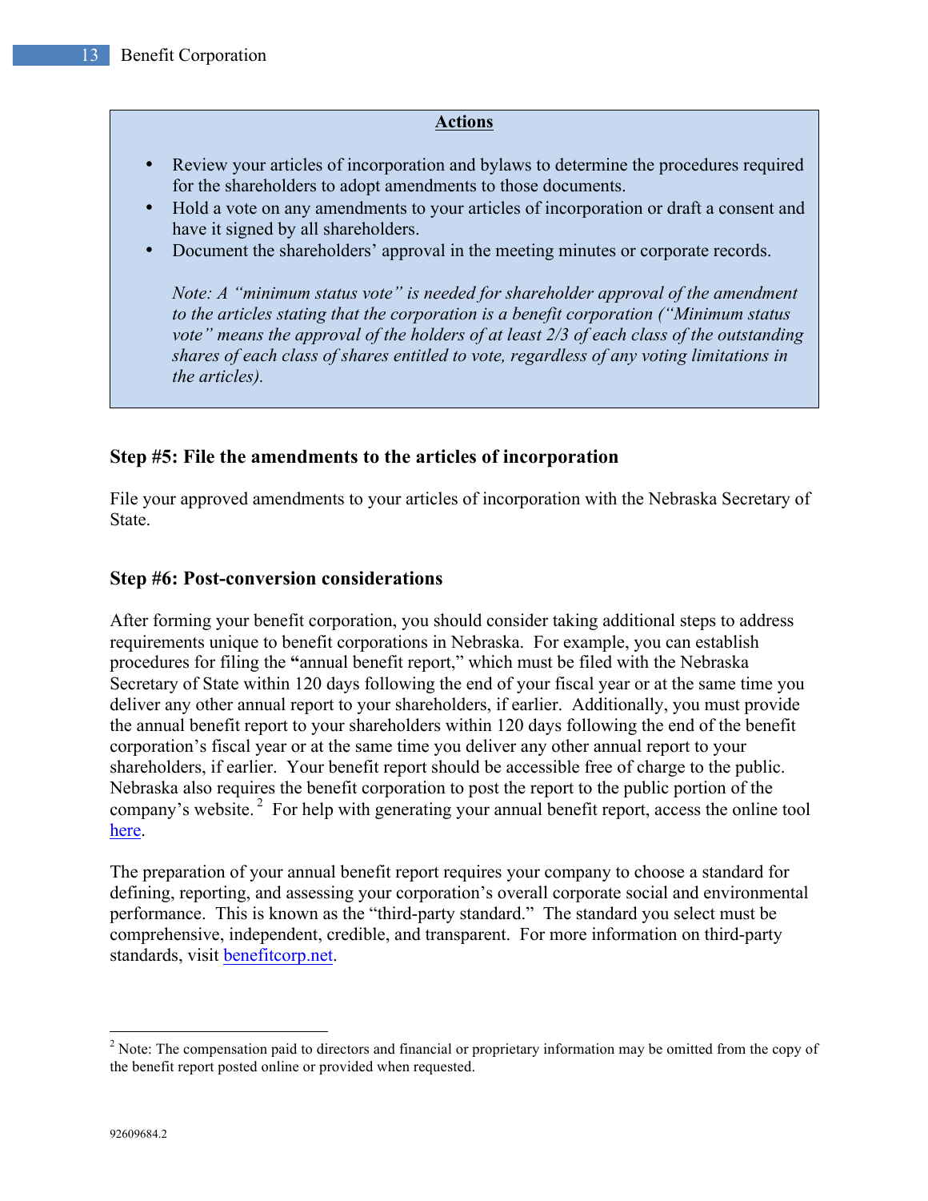**Actions**

- Review your articles of incorporation and bylaws to determine the procedures required for the shareholders to adopt amendments to those documents.
- Hold a vote on any amendments to your articles of incorporation or draft a consent and have it signed by all shareholders.
- Document the shareholders' approval in the meeting minutes or corporate records.

*Note: A "minimum status vote" is needed for shareholder approval of the amendment to the articles stating that the corporation is a benefit corporation ("Minimum status vote" means the approval of the holders of at least 2/3 of each class of the outstanding shares of each class of shares entitled to vote, regardless of any voting limitations in the articles).*

### Step #5: File the amendments to the articles of incorporation

File your approved amendments to your articles of incorporation with the Nebraska Secretary of State.

### Step #6: Post-conversion considerations

After forming your benefit corporation, you should consider taking additional steps to address requirements unique to benefit corporations in Nebraska. For example, you can establish procedures for filing the "annual benefit report," which must be filed with the Nebraska Secretary of State within 120 days following the end of your fiscal year or at the same time you deliver any other annual report to your shareholders, if earlier. Additionally, you must provide the annual benefit report to your shareholders within 120 days following the end of the benefit corporation's fiscal year or at the same time you deliver any other annual report to your shareholders, if earlier. Your benefit report should be accessible free of charge to the public. Nebraska also requires the benefit corporation to post the report to the public portion of the company's website.[2] For help with generating your annual benefit report, access the online tool here.

The preparation of your annual benefit report requires your company to choose a standard for defining, reporting, and assessing your corporation's overall corporate social and environmental performance. This is known as the "third-party standard." The standard you select must be comprehensive, independent, credible, and transparent. For more information on third-party standards, visit benefitcorp.net.

[2] Note: The compensation paid to directors and financial or proprietary information may be omitted from the copy of the benefit report posted online or provided when requested.

92609684.2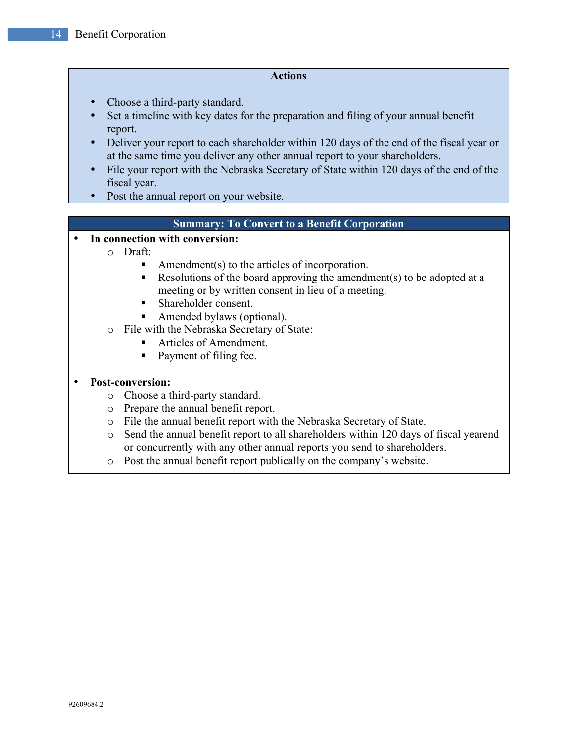**Actions**

- Choose a third-party standard.
- Set a timeline with key dates for the preparation and filing of your annual benefit report.
- Deliver your report to each shareholder within 120 days of the end of the fiscal year or at the same time you deliver any other annual report to your shareholders.
- File your report with the Nebraska Secretary of State within 120 days of the end of the fiscal year.
- Post the annual report on your website.

**Summary: To Convert to a Benefit Corporation**

- **In connection with conversion:**
  - Draft:
    - Amendment(s) to the articles of incorporation.
    - Resolutions of the board approving the amendment(s) to be adopted at a meeting or by written consent in lieu of a meeting.
    - Shareholder consent.
    - Amended bylaws (optional).
  - File with the Nebraska Secretary of State:
    - Articles of Amendment.
    - Payment of filing fee.

- **Post-conversion:**
  - Choose a third-party standard.
  - Prepare the annual benefit report.
  - File the annual benefit report with the Nebraska Secretary of State.
  - Send the annual benefit report to all shareholders within 120 days of fiscal yearend or concurrently with any other annual reports you send to shareholders.
  - Post the annual benefit report publically on the company's website.